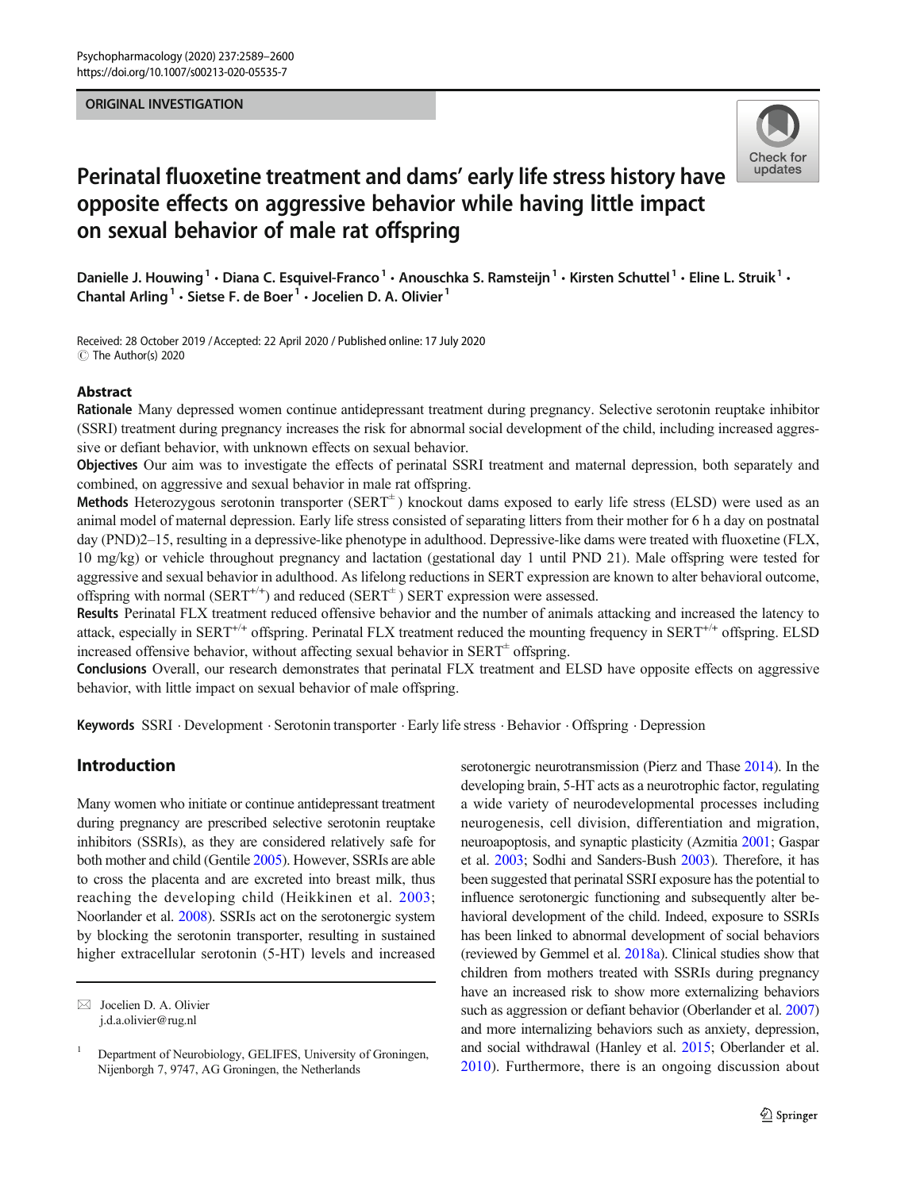ORIGINAL INVESTIGATION

# Perinatal fluoxetine treatment and dams' early life stress history have opposite effects on aggressive behavior while having little impact on sexual behavior of male rat offspring

Danielle J. Houwing[1] · Diana C. Esquivel-Franco[1] · Anouschka S. Ramsteijn[1] · Kirsten Schuttel[1] · Eline L. Struik[1] · Chantal Arling[1] · Sietse F. de Boer[1] · Jocelien D. A. Olivier[1]

Received: 28 October 2019 / Accepted: 22 April 2020 / Published online: 17 July 2020
© The Author(s) 2020

## Abstract

**Rationale** Many depressed women continue antidepressant treatment during pregnancy. Selective serotonin reuptake inhibitor (SSRI) treatment during pregnancy increases the risk for abnormal social development of the child, including increased aggressive or defiant behavior, with unknown effects on sexual behavior.

**Objectives** Our aim was to investigate the effects of perinatal SSRI treatment and maternal depression, both separately and combined, on aggressive and sexual behavior in male rat offspring.

**Methods** Heterozygous serotonin transporter ($SERT^{\pm}$) knockout dams exposed to early life stress (ELSD) were used as an animal model of maternal depression. Early life stress consisted of separating litters from their mother for 6 h a day on postnatal day (PND)2–15, resulting in a depressive-like phenotype in adulthood. Depressive-like dams were treated with fluoxetine (FLX, 10 mg/kg) or vehicle throughout pregnancy and lactation (gestational day 1 until PND 21). Male offspring were tested for aggressive and sexual behavior in adulthood. As lifelong reductions in SERT expression are known to alter behavioral outcome, offspring with normal ($SERT^{+/+}$) and reduced ($SERT^{\pm}$) SERT expression were assessed.

**Results** Perinatal FLX treatment reduced offensive behavior and the number of animals attacking and increased the latency to attack, especially in $SERT^{+/+}$ offspring. Perinatal FLX treatment reduced the mounting frequency in $SERT^{+/+}$ offspring. ELSD increased offensive behavior, without affecting sexual behavior in $SERT^{\pm}$ offspring.

**Conclusions** Overall, our research demonstrates that perinatal FLX treatment and ELSD have opposite effects on aggressive behavior, with little impact on sexual behavior of male offspring.

**Keywords** SSRI · Development · Serotonin transporter · Early life stress · Behavior · Offspring · Depression

## Introduction

Many women who initiate or continue antidepressant treatment during pregnancy are prescribed selective serotonin reuptake inhibitors (SSRIs), as they are considered relatively safe for both mother and child (Gentile 2005). However, SSRIs are able to cross the placenta and are excreted into breast milk, thus reaching the developing child (Heikkinen et al. 2003; Noorlander et al. 2008). SSRIs act on the serotonergic system by blocking the serotonin transporter, resulting in sustained higher extracellular serotonin (5-HT) levels and increased serotonergic neurotransmission (Pierz and Thase 2014). In the developing brain, 5-HT acts as a neurotrophic factor, regulating a wide variety of neurodevelopmental processes including neurogenesis, cell division, differentiation and migration, neuroapoptosis, and synaptic plasticity (Azmitia 2001; Gaspar et al. 2003; Sodhi and Sanders-Bush 2003). Therefore, it has been suggested that perinatal SSRI exposure has the potential to influence serotonergic functioning and subsequently alter behavioral development of the child. Indeed, exposure to SSRIs has been linked to abnormal development of social behaviors (reviewed by Gemmel et al. 2018a). Clinical studies show that children from mothers treated with SSRIs during pregnancy have an increased risk to show more externalizing behaviors such as aggression or defiant behavior (Oberlander et al. 2007) and more internalizing behaviors such as anxiety, depression, and social withdrawal (Hanley et al. 2015; Oberlander et al. 2010). Furthermore, there is an ongoing discussion about

✉ Jocelien D. A. Olivier
j.d.a.olivier@rug.nl

[1] Department of Neurobiology, GELIFES, University of Groningen, Nijenborgh 7, 9747, AG Groningen, the Netherlands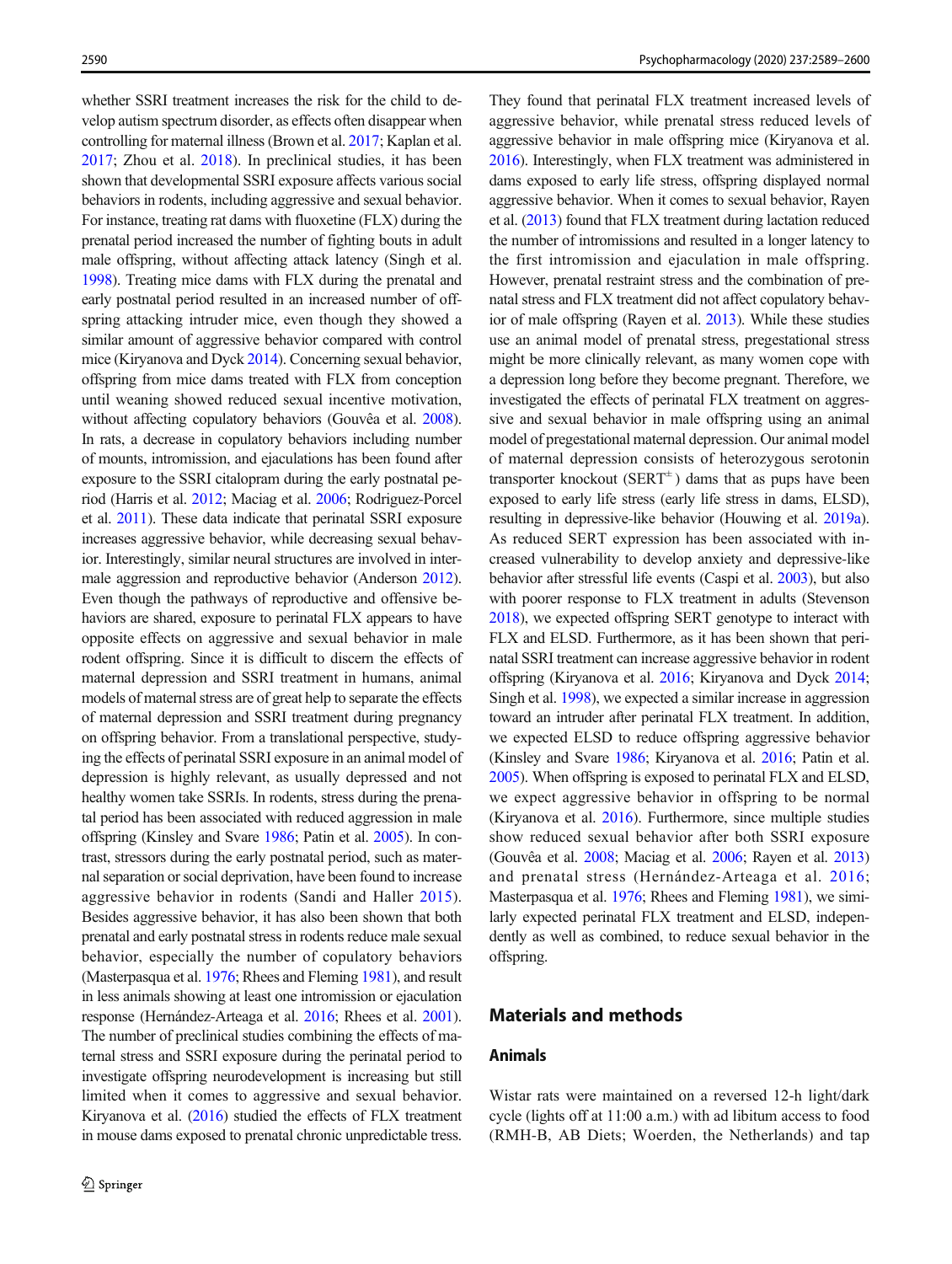whether SSRI treatment increases the risk for the child to develop autism spectrum disorder, as effects often disappear when controlling for maternal illness (Brown et al. 2017; Kaplan et al. 2017; Zhou et al. 2018). In preclinical studies, it has been shown that developmental SSRI exposure affects various social behaviors in rodents, including aggressive and sexual behavior. For instance, treating rat dams with fluoxetine (FLX) during the prenatal period increased the number of fighting bouts in adult male offspring, without affecting attack latency (Singh et al. 1998). Treating mice dams with FLX during the prenatal and early postnatal period resulted in an increased number of offspring attacking intruder mice, even though they showed a similar amount of aggressive behavior compared with control mice (Kiryanova and Dyck 2014). Concerning sexual behavior, offspring from mice dams treated with FLX from conception until weaning showed reduced sexual incentive motivation, without affecting copulatory behaviors (Gouvêa et al. 2008). In rats, a decrease in copulatory behaviors including number of mounts, intromission, and ejaculations has been found after exposure to the SSRI citalopram during the early postnatal period (Harris et al. 2012; Maciag et al. 2006; Rodriguez-Porcel et al. 2011). These data indicate that perinatal SSRI exposure increases aggressive behavior, while decreasing sexual behavior. Interestingly, similar neural structures are involved in intermale aggression and reproductive behavior (Anderson 2012). Even though the pathways of reproductive and offensive behaviors are shared, exposure to perinatal FLX appears to have opposite effects on aggressive and sexual behavior in male rodent offspring. Since it is difficult to discern the effects of maternal depression and SSRI treatment in humans, animal models of maternal stress are of great help to separate the effects of maternal depression and SSRI treatment during pregnancy on offspring behavior. From a translational perspective, studying the effects of perinatal SSRI exposure in an animal model of depression is highly relevant, as usually depressed and not healthy women take SSRIs. In rodents, stress during the prenatal period has been associated with reduced aggression in male offspring (Kinsley and Svare 1986; Patin et al. 2005). In contrast, stressors during the early postnatal period, such as maternal separation or social deprivation, have been found to increase aggressive behavior in rodents (Sandi and Haller 2015). Besides aggressive behavior, it has also been shown that both prenatal and early postnatal stress in rodents reduce male sexual behavior, especially the number of copulatory behaviors (Masterpasqua et al. 1976; Rhees and Fleming 1981), and result in less animals showing at least one intromission or ejaculation response (Hernández-Arteaga et al. 2016; Rhees et al. 2001). The number of preclinical studies combining the effects of maternal stress and SSRI exposure during the perinatal period to investigate offspring neurodevelopment is increasing but still limited when it comes to aggressive and sexual behavior. Kiryanova et al. (2016) studied the effects of FLX treatment in mouse dams exposed to prenatal chronic unpredictable tress. They found that perinatal FLX treatment increased levels of aggressive behavior, while prenatal stress reduced levels of aggressive behavior in male offspring mice (Kiryanova et al. 2016). Interestingly, when FLX treatment was administered in dams exposed to early life stress, offspring displayed normal aggressive behavior. When it comes to sexual behavior, Rayen et al. (2013) found that FLX treatment during lactation reduced the number of intromissions and resulted in a longer latency to the first intromission and ejaculation in male offspring. However, prenatal restraint stress and the combination of prenatal stress and FLX treatment did not affect copulatory behavior of male offspring (Rayen et al. 2013). While these studies use an animal model of prenatal stress, pregestational stress might be more clinically relevant, as many women cope with a depression long before they become pregnant. Therefore, we investigated the effects of perinatal FLX treatment on aggressive and sexual behavior in male offspring using an animal model of pregestational maternal depression. Our animal model of maternal depression consists of heterozygous serotonin transporter knockout (SERT$^{\pm}$) dams that as pups have been exposed to early life stress (early life stress in dams, ELSD), resulting in depressive-like behavior (Houwing et al. 2019a). As reduced SERT expression has been associated with increased vulnerability to develop anxiety and depressive-like behavior after stressful life events (Caspi et al. 2003), but also with poorer response to FLX treatment in adults (Stevenson 2018), we expected offspring SERT genotype to interact with FLX and ELSD. Furthermore, as it has been shown that perinatal SSRI treatment can increase aggressive behavior in rodent offspring (Kiryanova et al. 2016; Kiryanova and Dyck 2014; Singh et al. 1998), we expected a similar increase in aggression toward an intruder after perinatal FLX treatment. In addition, we expected ELSD to reduce offspring aggressive behavior (Kinsley and Svare 1986; Kiryanova et al. 2016; Patin et al. 2005). When offspring is exposed to perinatal FLX and ELSD, we expect aggressive behavior in offspring to be normal (Kiryanova et al. 2016). Furthermore, since multiple studies show reduced sexual behavior after both SSRI exposure (Gouvêa et al. 2008; Maciag et al. 2006; Rayen et al. 2013) and prenatal stress (Hernández-Arteaga et al. 2016; Masterpasqua et al. 1976; Rhees and Fleming 1981), we similarly expected perinatal FLX treatment and ELSD, independently as well as combined, to reduce sexual behavior in the offspring.

## Materials and methods

### Animals

Wistar rats were maintained on a reversed 12-h light/dark cycle (lights off at 11:00 a.m.) with ad libitum access to food (RMH-B, AB Diets; Woerden, the Netherlands) and tap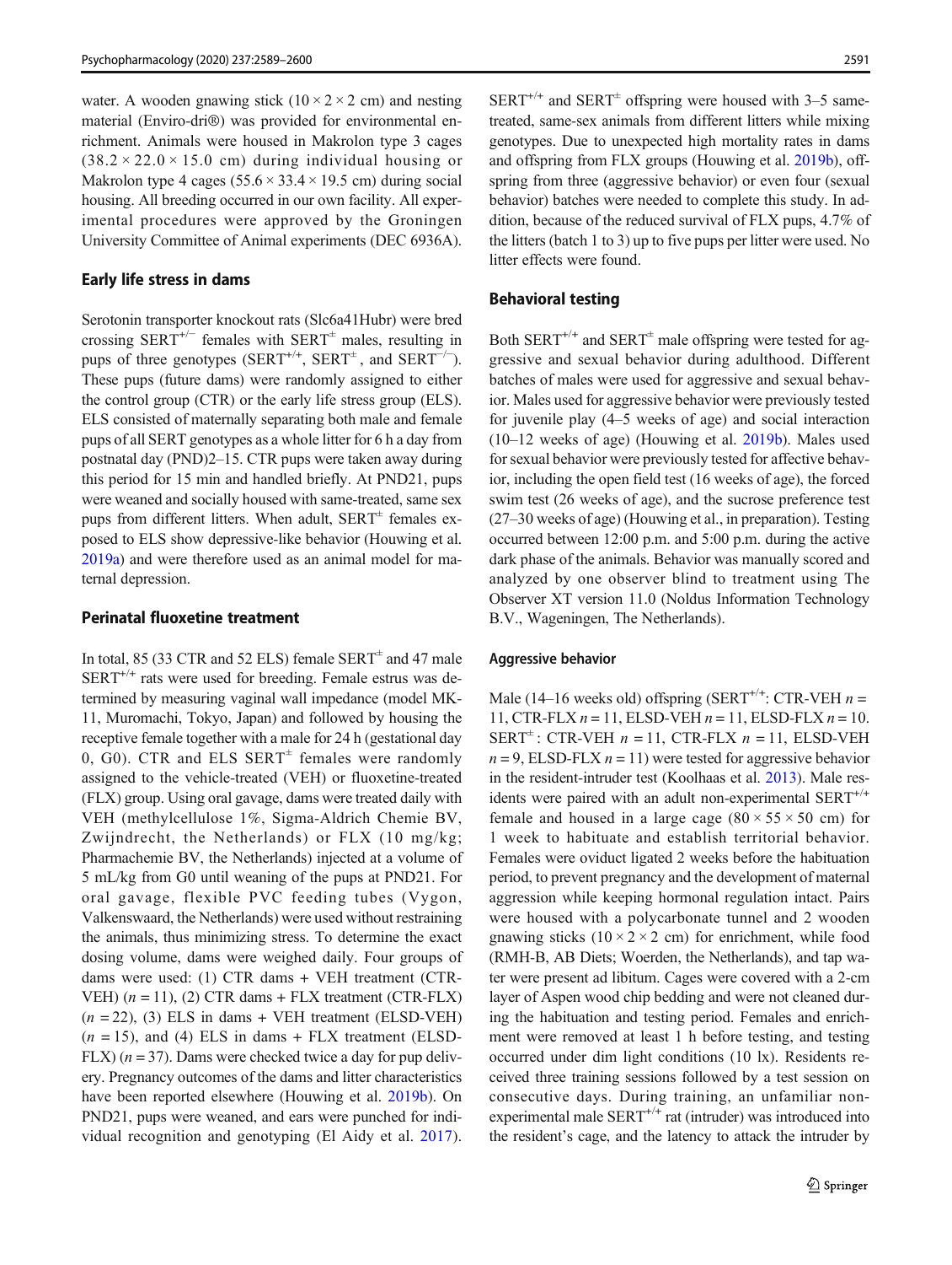water. A wooden gnawing stick (10 × 2 × 2 cm) and nesting material (Enviro-dri®) was provided for environmental enrichment. Animals were housed in Makrolon type 3 cages (38.2 × 22.0 × 15.0 cm) during individual housing or Makrolon type 4 cages (55.6 × 33.4 × 19.5 cm) during social housing. All breeding occurred in our own facility. All experimental procedures were approved by the Groningen University Committee of Animal experiments (DEC 6936A).

## Early life stress in dams

Serotonin transporter knockout rats (Slc6a41Hubr) were bred crossing SERT$^{+/-}$ females with SERT$^{\pm}$ males, resulting in pups of three genotypes (SERT$^{+/+}$, SERT$^{\pm}$, and SERT$^{-/-}$). These pups (future dams) were randomly assigned to either the control group (CTR) or the early life stress group (ELS). ELS consisted of maternally separating both male and female pups of all SERT genotypes as a whole litter for 6 h a day from postnatal day (PND)2–15. CTR pups were taken away during this period for 15 min and handled briefly. At PND21, pups were weaned and socially housed with same-treated, same sex pups from different litters. When adult, SERT$^{\pm}$ females exposed to ELS show depressive-like behavior (Houwing et al. 2019a) and were therefore used as an animal model for maternal depression.

## Perinatal fluoxetine treatment

In total, 85 (33 CTR and 52 ELS) female SERT$^{\pm}$ and 47 male SERT$^{+/+}$ rats were used for breeding. Female estrus was determined by measuring vaginal wall impedance (model MK-11, Muromachi, Tokyo, Japan) and followed by housing the receptive female together with a male for 24 h (gestational day 0, G0). CTR and ELS SERT$^{\pm}$ females were randomly assigned to the vehicle-treated (VEH) or fluoxetine-treated (FLX) group. Using oral gavage, dams were treated daily with VEH (methylcellulose 1%, Sigma-Aldrich Chemie BV, Zwijndrecht, the Netherlands) or FLX (10 mg/kg; Pharmachemie BV, the Netherlands) injected at a volume of 5 mL/kg from G0 until weaning of the pups at PND21. For oral gavage, flexible PVC feeding tubes (Vygon, Valkenswaard, the Netherlands) were used without restraining the animals, thus minimizing stress. To determine the exact dosing volume, dams were weighed daily. Four groups of dams were used: (1) CTR dams + VEH treatment (CTR-VEH) ($n$ = 11), (2) CTR dams + FLX treatment (CTR-FLX) ($n$ = 22), (3) ELS in dams + VEH treatment (ELSD-VEH) ($n$ = 15), and (4) ELS in dams + FLX treatment (ELSD-FLX) ($n$ = 37). Dams were checked twice a day for pup delivery. Pregnancy outcomes of the dams and litter characteristics have been reported elsewhere (Houwing et al. 2019b). On PND21, pups were weaned, and ears were punched for individual recognition and genotyping (El Aidy et al. 2017). SERT$^{+/+}$ and SERT$^{\pm}$ offspring were housed with 3–5 same-treated, same-sex animals from different litters while mixing genotypes. Due to unexpected high mortality rates in dams and offspring from FLX groups (Houwing et al. 2019b), offspring from three (aggressive behavior) or even four (sexual behavior) batches were needed to complete this study. In addition, because of the reduced survival of FLX pups, 4.7% of the litters (batch 1 to 3) up to five pups per litter were used. No litter effects were found.

## Behavioral testing

Both SERT$^{+/+}$ and SERT$^{\pm}$ male offspring were tested for aggressive and sexual behavior during adulthood. Different batches of males were used for aggressive and sexual behavior. Males used for aggressive behavior were previously tested for juvenile play (4–5 weeks of age) and social interaction (10–12 weeks of age) (Houwing et al. 2019b). Males used for sexual behavior were previously tested for affective behavior, including the open field test (16 weeks of age), the forced swim test (26 weeks of age), and the sucrose preference test (27–30 weeks of age) (Houwing et al., in preparation). Testing occurred between 12:00 p.m. and 5:00 p.m. during the active dark phase of the animals. Behavior was manually scored and analyzed by one observer blind to treatment using The Observer XT version 11.0 (Noldus Information Technology B.V., Wageningen, The Netherlands).

### Aggressive behavior

Male (14–16 weeks old) offspring (SERT$^{+/+}$: CTR-VEH $n$ = 11, CTR-FLX $n$ = 11, ELSD-VEH $n$ = 11, ELSD-FLX $n$ = 10. SERT$^{\pm}$: CTR-VEH $n$ = 11, CTR-FLX $n$ = 11, ELSD-VEH $n$ = 9, ELSD-FLX $n$ = 11) were tested for aggressive behavior in the resident-intruder test (Koolhaas et al. 2013). Male residents were paired with an adult non-experimental SERT$^{+/+}$ female and housed in a large cage (80 × 55 × 50 cm) for 1 week to habituate and establish territorial behavior. Females were oviduct ligated 2 weeks before the habituation period, to prevent pregnancy and the development of maternal aggression while keeping hormonal regulation intact. Pairs were housed with a polycarbonate tunnel and 2 wooden gnawing sticks (10 × 2 × 2 cm) for enrichment, while food (RMH-B, AB Diets; Woerden, the Netherlands), and tap water were present ad libitum. Cages were covered with a 2-cm layer of Aspen wood chip bedding and were not cleaned during the habituation and testing period. Females and enrichment were removed at least 1 h before testing, and testing occurred under dim light conditions (10 lx). Residents received three training sessions followed by a test session on consecutive days. During training, an unfamiliar non-experimental male SERT$^{+/+}$ rat (intruder) was introduced into the resident's cage, and the latency to attack the intruder by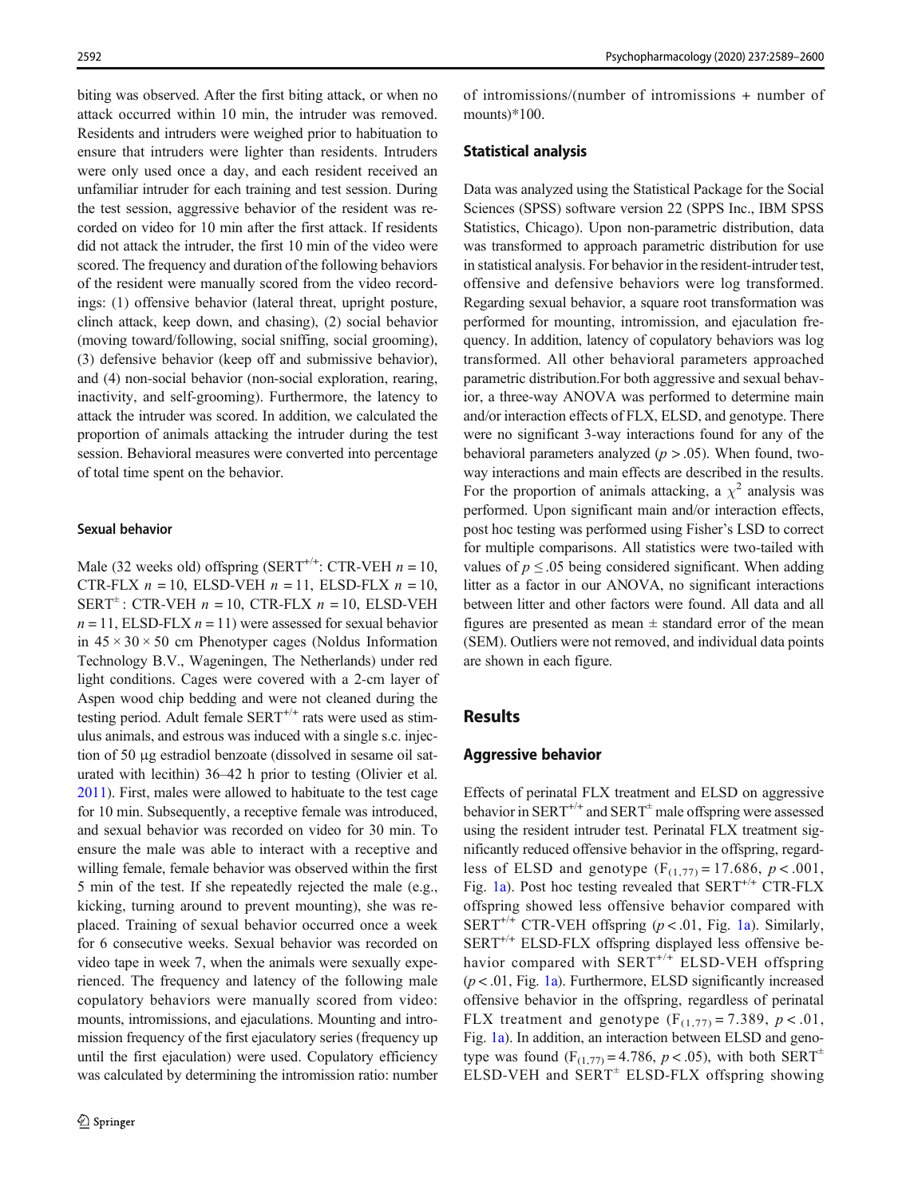biting was observed. After the first biting attack, or when no attack occurred within 10 min, the intruder was removed. Residents and intruders were weighed prior to habituation to ensure that intruders were lighter than residents. Intruders were only used once a day, and each resident received an unfamiliar intruder for each training and test session. During the test session, aggressive behavior of the resident was recorded on video for 10 min after the first attack. If residents did not attack the intruder, the first 10 min of the video were scored. The frequency and duration of the following behaviors of the resident were manually scored from the video recordings: (1) offensive behavior (lateral threat, upright posture, clinch attack, keep down, and chasing), (2) social behavior (moving toward/following, social sniffing, social grooming), (3) defensive behavior (keep off and submissive behavior), and (4) non-social behavior (non-social exploration, rearing, inactivity, and self-grooming). Furthermore, the latency to attack the intruder was scored. In addition, we calculated the proportion of animals attacking the intruder during the test session. Behavioral measures were converted into percentage of total time spent on the behavior.

### Sexual behavior

Male (32 weeks old) offspring (SERT$^{+/+}$: CTR-VEH $n = 10$, CTR-FLX $n = 10$, ELSD-VEH $n = 11$, ELSD-FLX $n = 10$, SERT$^{\pm}$: CTR-VEH $n = 10$, CTR-FLX $n = 10$, ELSD-VEH $n = 11$, ELSD-FLX $n = 11$) were assessed for sexual behavior in 45 × 30 × 50 cm Phenotyper cages (Noldus Information Technology B.V., Wageningen, The Netherlands) under red light conditions. Cages were covered with a 2-cm layer of Aspen wood chip bedding and were not cleaned during the testing period. Adult female SERT$^{+/+}$ rats were used as stimulus animals, and estrous was induced with a single s.c. injection of 50 μg estradiol benzoate (dissolved in sesame oil saturated with lecithin) 36–42 h prior to testing (Olivier et al. 2011). First, males were allowed to habituate to the test cage for 10 min. Subsequently, a receptive female was introduced, and sexual behavior was recorded on video for 30 min. To ensure the male was able to interact with a receptive and willing female, female behavior was observed within the first 5 min of the test. If she repeatedly rejected the male (e.g., kicking, turning around to prevent mounting), she was replaced. Training of sexual behavior occurred once a week for 6 consecutive weeks. Sexual behavior was recorded on video tape in week 7, when the animals were sexually experienced. The frequency and latency of the following male copulatory behaviors were manually scored from video: mounts, intromissions, and ejaculations. Mounting and intromission frequency of the first ejaculatory series (frequency up until the first ejaculation) were used. Copulatory efficiency was calculated by determining the intromission ratio: number of intromissions/(number of intromissions + number of mounts)*100.

### Statistical analysis

Data was analyzed using the Statistical Package for the Social Sciences (SPSS) software version 22 (SPPS Inc., IBM SPSS Statistics, Chicago). Upon non-parametric distribution, data was transformed to approach parametric distribution for use in statistical analysis. For behavior in the resident-intruder test, offensive and defensive behaviors were log transformed. Regarding sexual behavior, a square root transformation was performed for mounting, intromission, and ejaculation frequency. In addition, latency of copulatory behaviors was log transformed. All other behavioral parameters approached parametric distribution.For both aggressive and sexual behavior, a three-way ANOVA was performed to determine main and/or interaction effects of FLX, ELSD, and genotype. There were no significant 3-way interactions found for any of the behavioral parameters analyzed ($p > .05$). When found, two-way interactions and main effects are described in the results. For the proportion of animals attacking, a $\chi^2$ analysis was performed. Upon significant main and/or interaction effects, post hoc testing was performed using Fisher's LSD to correct for multiple comparisons. All statistics were two-tailed with values of $p \leq .05$ being considered significant. When adding litter as a factor in our ANOVA, no significant interactions between litter and other factors were found. All data and all figures are presented as mean ± standard error of the mean (SEM). Outliers were not removed, and individual data points are shown in each figure.

## Results

### Aggressive behavior

Effects of perinatal FLX treatment and ELSD on aggressive behavior in SERT$^{+/+}$ and SERT$^{\pm}$ male offspring were assessed using the resident intruder test. Perinatal FLX treatment significantly reduced offensive behavior in the offspring, regardless of ELSD and genotype ($F_{(1,77)} = 17.686$, $p < .001$, Fig. 1a). Post hoc testing revealed that SERT$^{+/+}$ CTR-FLX offspring showed less offensive behavior compared with SERT$^{+/+}$ CTR-VEH offspring ($p < .01$, Fig. 1a). Similarly, SERT$^{+/+}$ ELSD-FLX offspring displayed less offensive behavior compared with SERT$^{+/+}$ ELSD-VEH offspring ($p < .01$, Fig. 1a). Furthermore, ELSD significantly increased offensive behavior in the offspring, regardless of perinatal FLX treatment and genotype ($F_{(1,77)} = 7.389$, $p < .01$, Fig. 1a). In addition, an interaction between ELSD and genotype was found ($F_{(1,77)} = 4.786$, $p < .05$), with both SERT$^{\pm}$ ELSD-VEH and SERT$^{\pm}$ ELSD-FLX offspring showing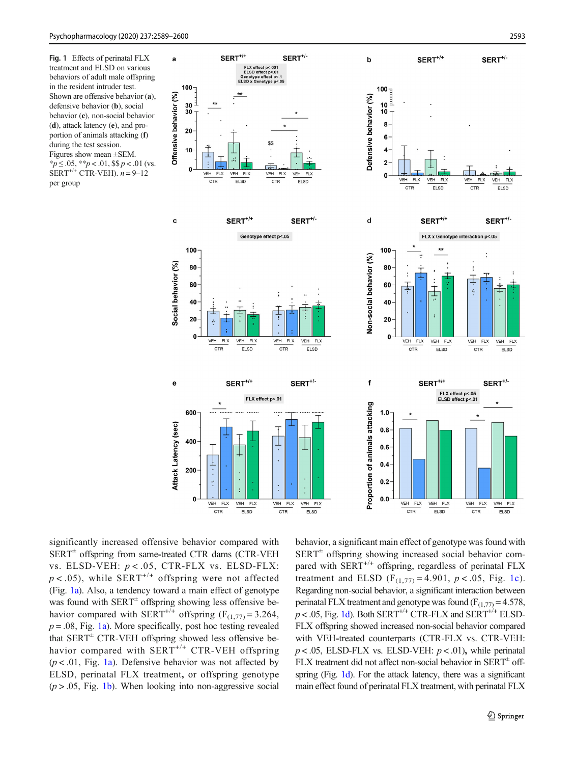Fig. 1 Effects of perinatal FLX treatment and ELSD on various behaviors of adult male offspring in the resident intruder test. Shown are offensive behavior (**a**), defensive behavior (**b**), social behavior (**c**), non-social behavior (**d**), attack latency (**e**), and proportion of animals attacking (**f**) during the test session. Figures show mean ±SEM. *$p \leq .05$, **$p < .01$, \$\$ $p < .01$ (vs. $SERT^{+/+}$ CTR-VEH). $n = 9$–12 per group

significantly increased offensive behavior compared with $SERT^{\pm}$ offspring from same-treated CTR dams (CTR-VEH vs. ELSD-VEH: $p < .05$, CTR-FLX vs. ELSD-FLX: $p < .05$), while $SERT^{+/+}$ offspring were not affected (Fig. 1a). Also, a tendency toward a main effect of genotype was found with $SERT^{\pm}$ offspring showing less offensive behavior compared with $SERT^{+/+}$ offspring ($F_{(1,77)} = 3.264$, $p = .08$, Fig. 1a). More specifically, post hoc testing revealed that $SERT^{\pm}$ CTR-VEH offspring showed less offensive behavior compared with $SERT^{+/+}$ CTR-VEH offspring ($p < .01$, Fig. 1a). Defensive behavior was not affected by ELSD, perinatal FLX treatment, or offspring genotype ($p > .05$, Fig. 1b). When looking into non-aggressive social behavior, a significant main effect of genotype was found with $SERT^{\pm}$ offspring showing increased social behavior compared with $SERT^{+/+}$ offspring, regardless of perinatal FLX treatment and ELSD ($F_{(1,77)} = 4.901$, $p < .05$, Fig. 1c). Regarding non-social behavior, a significant interaction between perinatal FLX treatment and genotype was found ($F_{(1,77)} = 4.578$, $p < .05$, Fig. 1d). Both $SERT^{+/+}$ CTR-FLX and $SERT^{+/+}$ ELSD-FLX offspring showed increased non-social behavior compared with VEH-treated counterparts (CTR-FLX vs. CTR-VEH: $p < .05$, ELSD-FLX vs. ELSD-VEH: $p < .01$), while perinatal FLX treatment did not affect non-social behavior in $SERT^{\pm}$ offspring (Fig. 1d). For the attack latency, there was a significant main effect found of perinatal FLX treatment, with perinatal FLX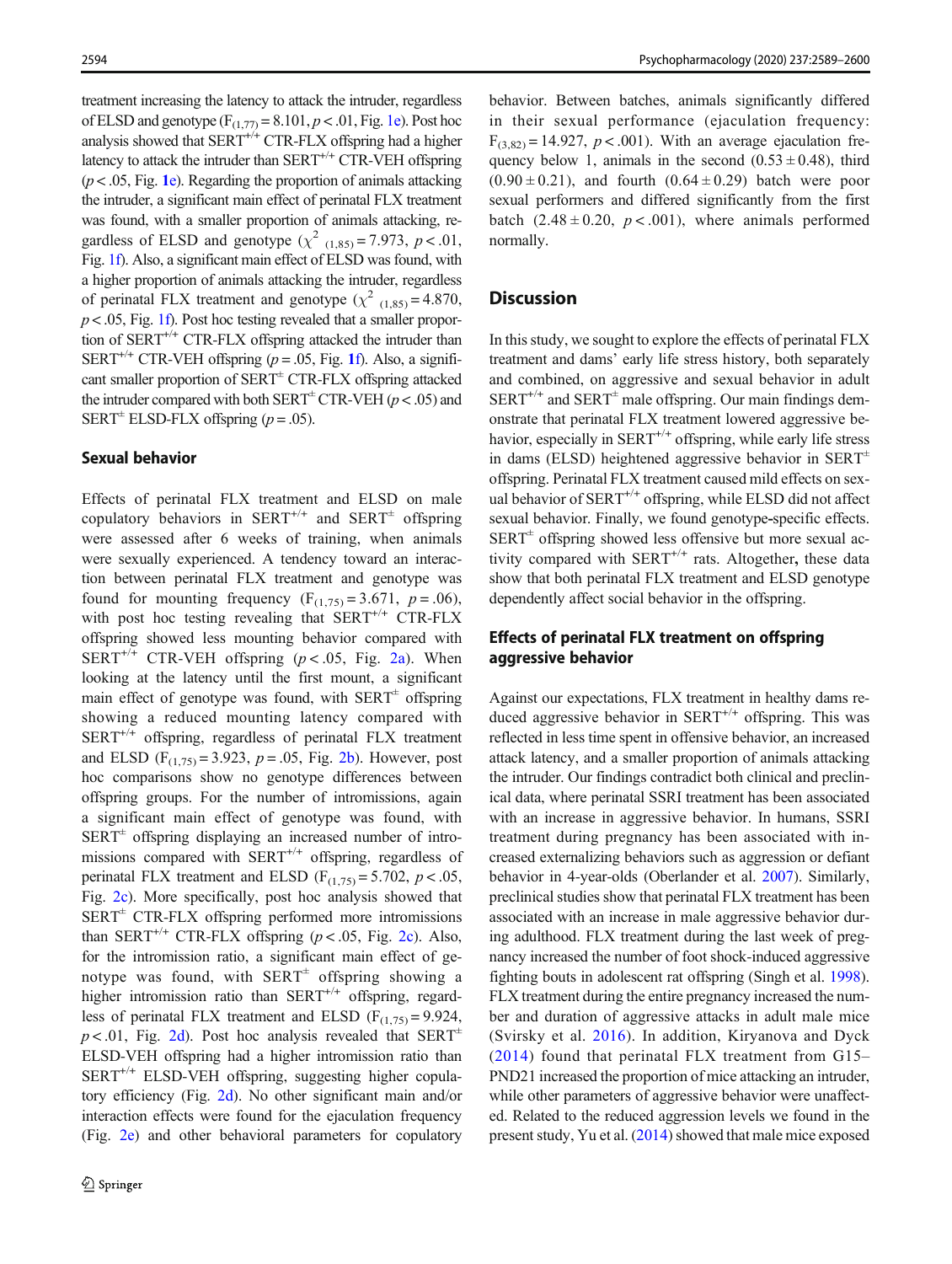treatment increasing the latency to attack the intruder, regardless of ELSD and genotype ($F_{(1,77)} = 8.101$, $p < .01$, Fig. 1e). Post hoc analysis showed that SERT$^{+/+}$ CTR-FLX offspring had a higher latency to attack the intruder than SERT$^{+/+}$ CTR-VEH offspring ($p < .05$, Fig. 1e). Regarding the proportion of animals attacking the intruder, a significant main effect of perinatal FLX treatment was found, with a smaller proportion of animals attacking, regardless of ELSD and genotype ($\chi^2_{(1,85)} = 7.973$, $p < .01$, Fig. 1f). Also, a significant main effect of ELSD was found, with a higher proportion of animals attacking the intruder, regardless of perinatal FLX treatment and genotype ($\chi^2_{(1,85)} = 4.870$, $p < .05$, Fig. 1f). Post hoc testing revealed that a smaller proportion of SERT$^{+/+}$ CTR-FLX offspring attacked the intruder than SERT$^{+/+}$ CTR-VEH offspring ($p = .05$, Fig. 1f). Also, a significant smaller proportion of SERT$^{\pm}$ CTR-FLX offspring attacked the intruder compared with both SERT$^{\pm}$ CTR-VEH ($p < .05$) and SERT$^{\pm}$ ELSD-FLX offspring ($p = .05$).

### Sexual behavior

Effects of perinatal FLX treatment and ELSD on male copulatory behaviors in SERT$^{+/+}$ and SERT$^{\pm}$ offspring were assessed after 6 weeks of training, when animals were sexually experienced. A tendency toward an interaction between perinatal FLX treatment and genotype was found for mounting frequency ($F_{(1,75)} = 3.671$, $p = .06$), with post hoc testing revealing that SERT$^{+/+}$ CTR-FLX offspring showed less mounting behavior compared with SERT$^{+/+}$ CTR-VEH offspring ($p < .05$, Fig. 2a). When looking at the latency until the first mount, a significant main effect of genotype was found, with SERT$^{\pm}$ offspring showing a reduced mounting latency compared with SERT$^{+/+}$ offspring, regardless of perinatal FLX treatment and ELSD ($F_{(1,75)} = 3.923$, $p = .05$, Fig. 2b). However, post hoc comparisons show no genotype differences between offspring groups. For the number of intromissions, again a significant main effect of genotype was found, with SERT$^{\pm}$ offspring displaying an increased number of intromissions compared with SERT$^{+/+}$ offspring, regardless of perinatal FLX treatment and ELSD ($F_{(1,75)} = 5.702$, $p < .05$, Fig. 2c). More specifically, post hoc analysis showed that SERT$^{\pm}$ CTR-FLX offspring performed more intromissions than SERT$^{+/+}$ CTR-FLX offspring ($p < .05$, Fig. 2c). Also, for the intromission ratio, a significant main effect of genotype was found, with SERT$^{\pm}$ offspring showing a higher intromission ratio than SERT$^{+/+}$ offspring, regardless of perinatal FLX treatment and ELSD ($F_{(1,75)} = 9.924$, $p < .01$, Fig. 2d). Post hoc analysis revealed that SERT$^{\pm}$ ELSD-VEH offspring had a higher intromission ratio than SERT$^{+/+}$ ELSD-VEH offspring, suggesting higher copulatory efficiency (Fig. 2d). No other significant main and/or interaction effects were found for the ejaculation frequency (Fig. 2e) and other behavioral parameters for copulatory behavior. Between batches, animals significantly differed in their sexual performance (ejaculation frequency: $F_{(3,82)} = 14.927$, $p < .001$). With an average ejaculation frequency below 1, animals in the second ($0.53 \pm 0.48$), third ($0.90 \pm 0.21$), and fourth ($0.64 \pm 0.29$) batch were poor sexual performers and differed significantly from the first batch ($2.48 \pm 0.20$, $p < .001$), where animals performed normally.

## Discussion

In this study, we sought to explore the effects of perinatal FLX treatment and dams' early life stress history, both separately and combined, on aggressive and sexual behavior in adult SERT$^{+/+}$ and SERT$^{\pm}$ male offspring. Our main findings demonstrate that perinatal FLX treatment lowered aggressive behavior, especially in SERT$^{+/+}$ offspring, while early life stress in dams (ELSD) heightened aggressive behavior in SERT$^{\pm}$ offspring. Perinatal FLX treatment caused mild effects on sexual behavior of SERT$^{+/+}$ offspring, while ELSD did not affect sexual behavior. Finally, we found genotype-specific effects. SERT$^{\pm}$ offspring showed less offensive but more sexual activity compared with SERT$^{+/+}$ rats. Altogether, these data show that both perinatal FLX treatment and ELSD genotype dependently affect social behavior in the offspring.

### Effects of perinatal FLX treatment on offspring aggressive behavior

Against our expectations, FLX treatment in healthy dams reduced aggressive behavior in SERT$^{+/+}$ offspring. This was reflected in less time spent in offensive behavior, an increased attack latency, and a smaller proportion of animals attacking the intruder. Our findings contradict both clinical and preclinical data, where perinatal SSRI treatment has been associated with an increase in aggressive behavior. In humans, SSRI treatment during pregnancy has been associated with increased externalizing behaviors such as aggression or defiant behavior in 4-year-olds (Oberlander et al. 2007). Similarly, preclinical studies show that perinatal FLX treatment has been associated with an increase in male aggressive behavior during adulthood. FLX treatment during the last week of pregnancy increased the number of foot shock-induced aggressive fighting bouts in adolescent rat offspring (Singh et al. 1998). FLX treatment during the entire pregnancy increased the number and duration of aggressive attacks in adult male mice (Svirsky et al. 2016). In addition, Kiryanova and Dyck (2014) found that perinatal FLX treatment from G15–PND21 increased the proportion of mice attacking an intruder, while other parameters of aggressive behavior were unaffected. Related to the reduced aggression levels we found in the present study, Yu et al. (2014) showed that male mice exposed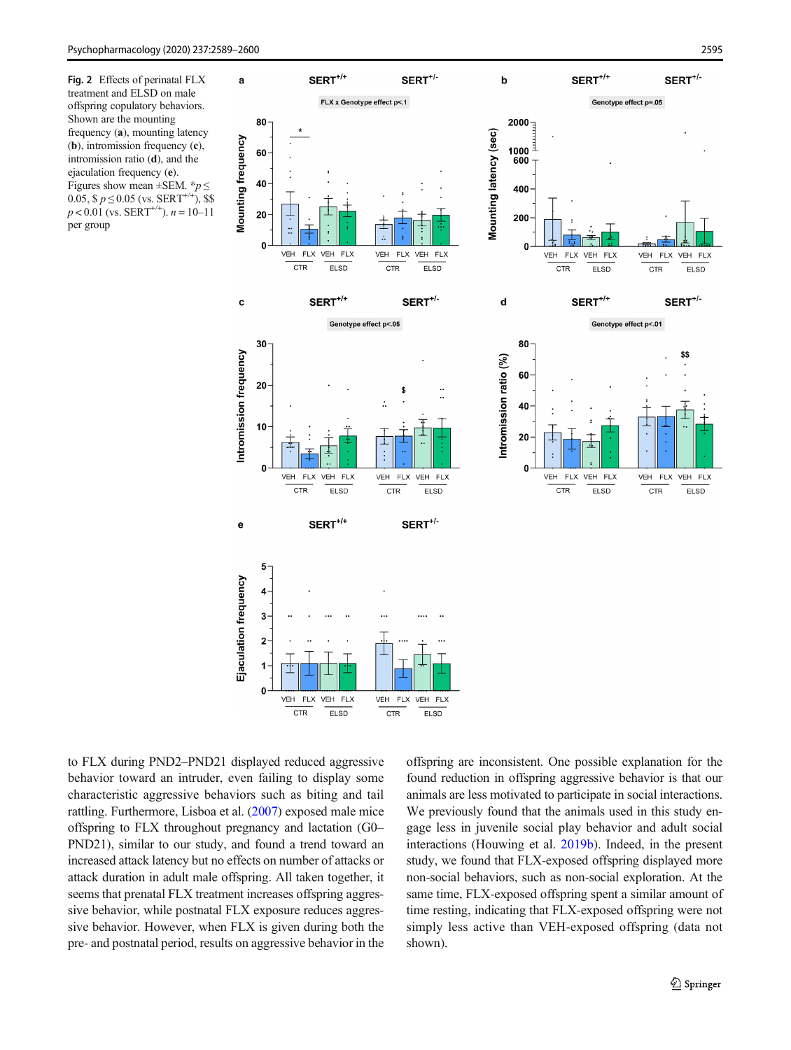**Fig. 2** Effects of perinatal FLX treatment and ELSD on male offspring copulatory behaviors. Shown are the mounting frequency (**a**), mounting latency (**b**), intromission frequency (**c**), intromission ratio (**d**), and the ejaculation frequency (**e**). Figures show mean ±SEM. \*$p \leq 0.05$, \$ $p \leq 0.05$ (vs. SERT$^{+/+}$), \$\$ $p < 0.01$ (vs. SERT$^{+/+}$). $n = 10$–11 per group

to FLX during PND2–PND21 displayed reduced aggressive behavior toward an intruder, even failing to display some characteristic aggressive behaviors such as biting and tail rattling. Furthermore, Lisboa et al. (2007) exposed male mice offspring to FLX throughout pregnancy and lactation (G0–PND21), similar to our study, and found a trend toward an increased attack latency but no effects on number of attacks or attack duration in adult male offspring. All taken together, it seems that prenatal FLX treatment increases offspring aggressive behavior, while postnatal FLX exposure reduces aggressive behavior. However, when FLX is given during both the pre- and postnatal period, results on aggressive behavior in the offspring are inconsistent. One possible explanation for the found reduction in offspring aggressive behavior is that our animals are less motivated to participate in social interactions. We previously found that the animals used in this study engage less in juvenile social play behavior and adult social interactions (Houwing et al. 2019b). Indeed, in the present study, we found that FLX-exposed offspring displayed more non-social behaviors, such as non-social exploration. At the same time, FLX-exposed offspring spent a similar amount of time resting, indicating that FLX-exposed offspring were not simply less active than VEH-exposed offspring (data not shown).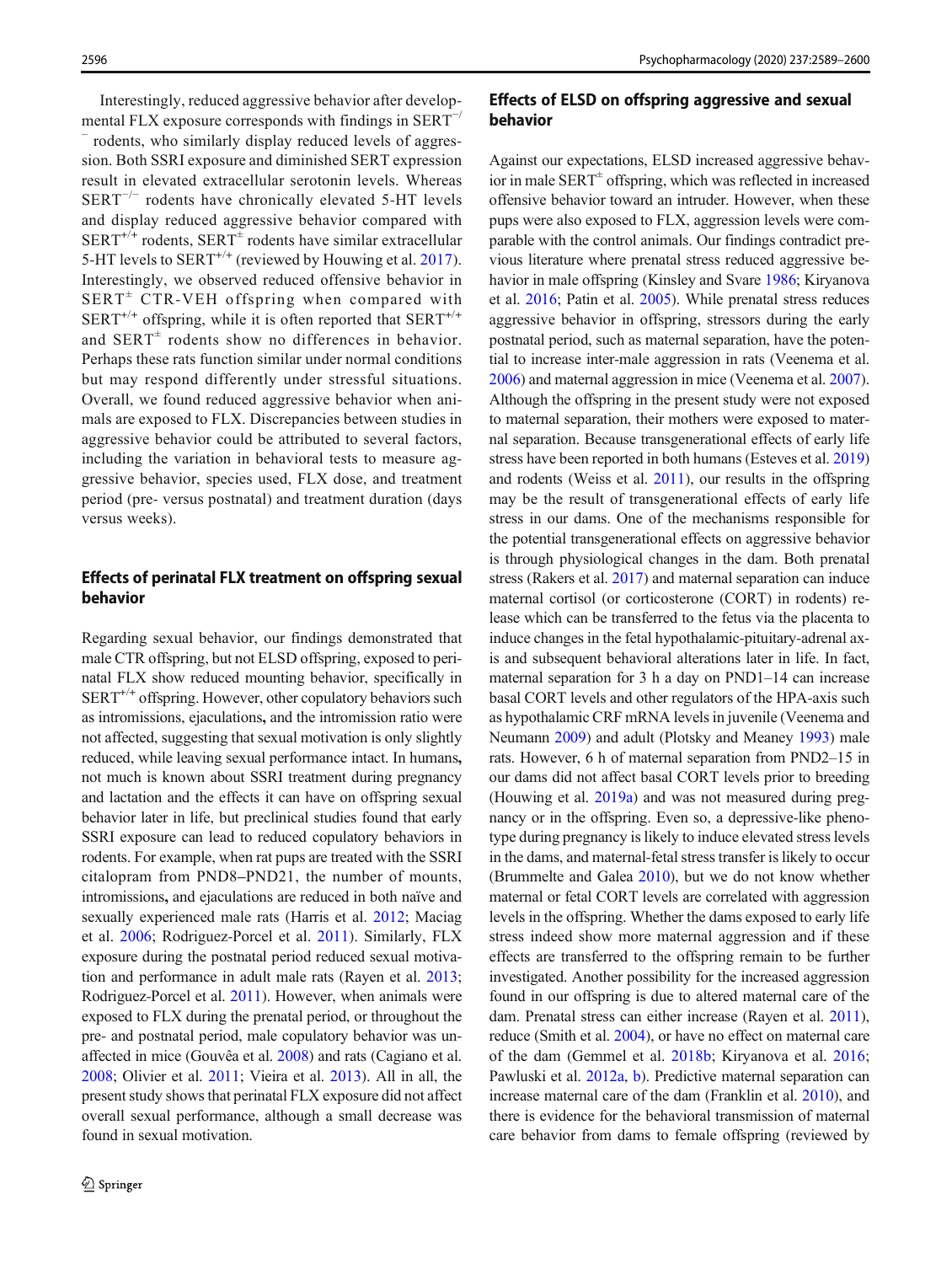Interestingly, reduced aggressive behavior after developmental FLX exposure corresponds with findings in SERT$^{-/-}$ rodents, who similarly display reduced levels of aggression. Both SSRI exposure and diminished SERT expression result in elevated extracellular serotonin levels. Whereas SERT$^{-/-}$ rodents have chronically elevated 5-HT levels and display reduced aggressive behavior compared with SERT$^{+/+}$ rodents, SERT$^{\pm}$ rodents have similar extracellular 5-HT levels to SERT$^{+/+}$ (reviewed by Houwing et al. 2017). Interestingly, we observed reduced offensive behavior in SERT$^{\pm}$ CTR-VEH offspring when compared with SERT$^{+/+}$ offspring, while it is often reported that SERT$^{+/+}$ and SERT$^{\pm}$ rodents show no differences in behavior. Perhaps these rats function similar under normal conditions but may respond differently under stressful situations. Overall, we found reduced aggressive behavior when animals are exposed to FLX. Discrepancies between studies in aggressive behavior could be attributed to several factors, including the variation in behavioral tests to measure aggressive behavior, species used, FLX dose, and treatment period (pre- versus postnatal) and treatment duration (days versus weeks).

## Effects of perinatal FLX treatment on offspring sexual behavior

Regarding sexual behavior, our findings demonstrated that male CTR offspring, but not ELSD offspring, exposed to perinatal FLX show reduced mounting behavior, specifically in SERT$^{+/+}$ offspring. However, other copulatory behaviors such as intromissions, ejaculations, and the intromission ratio were not affected, suggesting that sexual motivation is only slightly reduced, while leaving sexual performance intact. In humans, not much is known about SSRI treatment during pregnancy and lactation and the effects it can have on offspring sexual behavior later in life, but preclinical studies found that early SSRI exposure can lead to reduced copulatory behaviors in rodents. For example, when rat pups are treated with the SSRI citalopram from PND8–PND21, the number of mounts, intromissions, and ejaculations are reduced in both naïve and sexually experienced male rats (Harris et al. 2012; Maciag et al. 2006; Rodriguez-Porcel et al. 2011). Similarly, FLX exposure during the postnatal period reduced sexual motivation and performance in adult male rats (Rayen et al. 2013; Rodriguez-Porcel et al. 2011). However, when animals were exposed to FLX during the prenatal period, or throughout the pre- and postnatal period, male copulatory behavior was unaffected in mice (Gouvêa et al. 2008) and rats (Cagiano et al. 2008; Olivier et al. 2011; Vieira et al. 2013). All in all, the present study shows that perinatal FLX exposure did not affect overall sexual performance, although a small decrease was found in sexual motivation.

## Effects of ELSD on offspring aggressive and sexual behavior

Against our expectations, ELSD increased aggressive behavior in male SERT$^{\pm}$ offspring, which was reflected in increased offensive behavior toward an intruder. However, when these pups were also exposed to FLX, aggression levels were comparable with the control animals. Our findings contradict previous literature where prenatal stress reduced aggressive behavior in male offspring (Kinsley and Svare 1986; Kiryanova et al. 2016; Patin et al. 2005). While prenatal stress reduces aggressive behavior in offspring, stressors during the early postnatal period, such as maternal separation, have the potential to increase inter-male aggression in rats (Veenema et al. 2006) and maternal aggression in mice (Veenema et al. 2007). Although the offspring in the present study were not exposed to maternal separation, their mothers were exposed to maternal separation. Because transgenerational effects of early life stress have been reported in both humans (Esteves et al. 2019) and rodents (Weiss et al. 2011), our results in the offspring may be the result of transgenerational effects of early life stress in our dams. One of the mechanisms responsible for the potential transgenerational effects on aggressive behavior is through physiological changes in the dam. Both prenatal stress (Rakers et al. 2017) and maternal separation can induce maternal cortisol (or corticosterone (CORT) in rodents) release which can be transferred to the fetus via the placenta to induce changes in the fetal hypothalamic-pituitary-adrenal axis and subsequent behavioral alterations later in life. In fact, maternal separation for 3 h a day on PND1–14 can increase basal CORT levels and other regulators of the HPA-axis such as hypothalamic CRF mRNA levels in juvenile (Veenema and Neumann 2009) and adult (Plotsky and Meaney 1993) male rats. However, 6 h of maternal separation from PND2–15 in our dams did not affect basal CORT levels prior to breeding (Houwing et al. 2019a) and was not measured during pregnancy or in the offspring. Even so, a depressive-like phenotype during pregnancy is likely to induce elevated stress levels in the dams, and maternal-fetal stress transfer is likely to occur (Brummelte and Galea 2010), but we do not know whether maternal or fetal CORT levels are correlated with aggression levels in the offspring. Whether the dams exposed to early life stress indeed show more maternal aggression and if these effects are transferred to the offspring remain to be further investigated. Another possibility for the increased aggression found in our offspring is due to altered maternal care of the dam. Prenatal stress can either increase (Rayen et al. 2011), reduce (Smith et al. 2004), or have no effect on maternal care of the dam (Gemmel et al. 2018b; Kiryanova et al. 2016; Pawluski et al. 2012a, b). Predictive maternal separation can increase maternal care of the dam (Franklin et al. 2010), and there is evidence for the behavioral transmission of maternal care behavior from dams to female offspring (reviewed by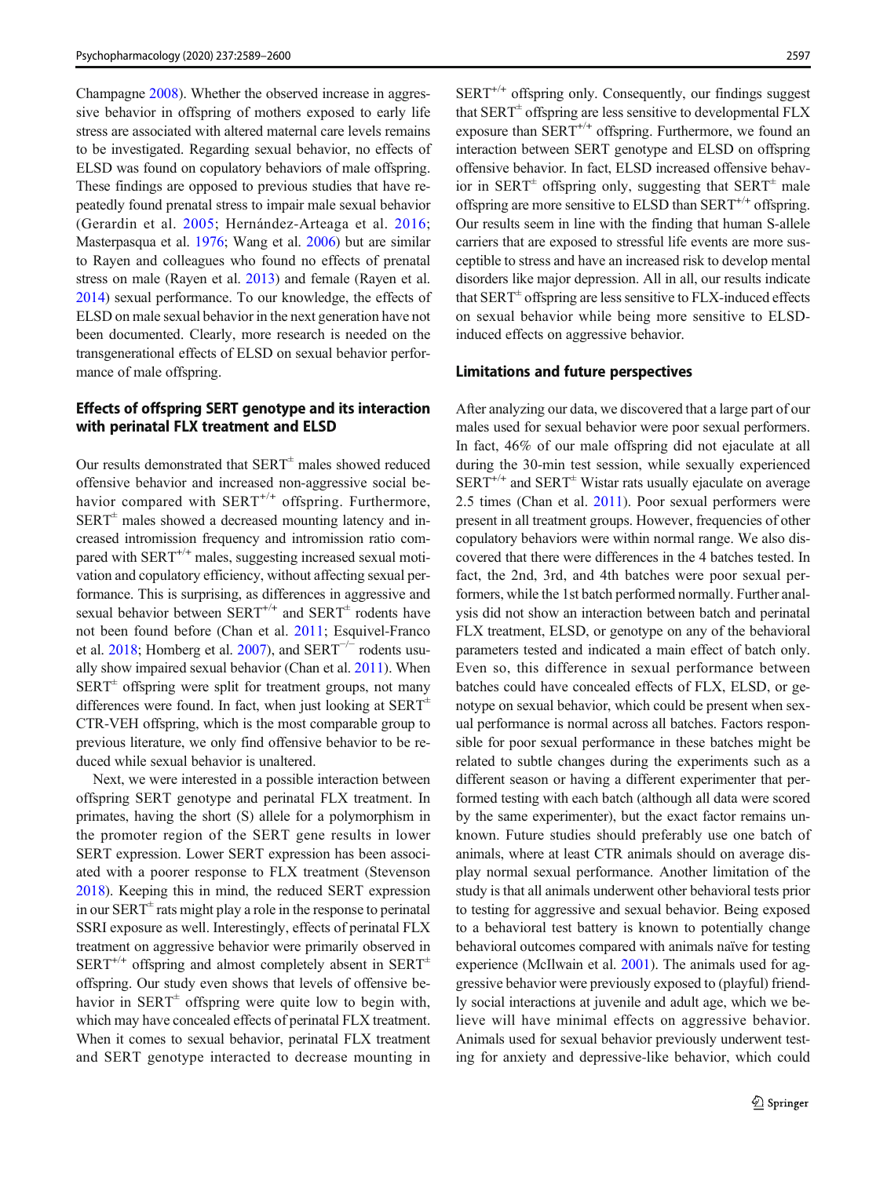Champagne 2008). Whether the observed increase in aggressive behavior in offspring of mothers exposed to early life stress are associated with altered maternal care levels remains to be investigated. Regarding sexual behavior, no effects of ELSD was found on copulatory behaviors of male offspring. These findings are opposed to previous studies that have repeatedly found prenatal stress to impair male sexual behavior (Gerardin et al. 2005; Hernández-Arteaga et al. 2016; Masterpasqua et al. 1976; Wang et al. 2006) but are similar to Rayen and colleagues who found no effects of prenatal stress on male (Rayen et al. 2013) and female (Rayen et al. 2014) sexual performance. To our knowledge, the effects of ELSD on male sexual behavior in the next generation have not been documented. Clearly, more research is needed on the transgenerational effects of ELSD on sexual behavior performance of male offspring.

### Effects of offspring SERT genotype and its interaction with perinatal FLX treatment and ELSD

Our results demonstrated that $SERT^{\pm}$ males showed reduced offensive behavior and increased non-aggressive social behavior compared with $SERT^{+/+}$ offspring. Furthermore, $SERT^{\pm}$ males showed a decreased mounting latency and increased intromission frequency and intromission ratio compared with $SERT^{+/+}$ males, suggesting increased sexual motivation and copulatory efficiency, without affecting sexual performance. This is surprising, as differences in aggressive and sexual behavior between $SERT^{+/+}$ and $SERT^{\pm}$ rodents have not been found before (Chan et al. 2011; Esquivel-Franco et al. 2018; Homberg et al. 2007), and $SERT^{-/-}$ rodents usually show impaired sexual behavior (Chan et al. 2011). When $SERT^{\pm}$ offspring were split for treatment groups, not many differences were found. In fact, when just looking at $SERT^{\pm}$ CTR-VEH offspring, which is the most comparable group to previous literature, we only find offensive behavior to be reduced while sexual behavior is unaltered.

Next, we were interested in a possible interaction between offspring SERT genotype and perinatal FLX treatment. In primates, having the short (S) allele for a polymorphism in the promoter region of the SERT gene results in lower SERT expression. Lower SERT expression has been associated with a poorer response to FLX treatment (Stevenson 2018). Keeping this in mind, the reduced SERT expression in our $SERT^{\pm}$ rats might play a role in the response to perinatal SSRI exposure as well. Interestingly, effects of perinatal FLX treatment on aggressive behavior were primarily observed in $SERT^{+/+}$ offspring and almost completely absent in $SERT^{\pm}$ offspring. Our study even shows that levels of offensive behavior in $SERT^{\pm}$ offspring were quite low to begin with, which may have concealed effects of perinatal FLX treatment. When it comes to sexual behavior, perinatal FLX treatment and SERT genotype interacted to decrease mounting in $SERT^{+/+}$ offspring only. Consequently, our findings suggest that $SERT^{\pm}$ offspring are less sensitive to developmental FLX exposure than $SERT^{+/+}$ offspring. Furthermore, we found an interaction between SERT genotype and ELSD on offspring offensive behavior. In fact, ELSD increased offensive behavior in $SERT^{\pm}$ offspring only, suggesting that $SERT^{\pm}$ male offspring are more sensitive to ELSD than $SERT^{+/+}$ offspring. Our results seem in line with the finding that human S-allele carriers that are exposed to stressful life events are more susceptible to stress and have an increased risk to develop mental disorders like major depression. All in all, our results indicate that $SERT^{\pm}$ offspring are less sensitive to FLX-induced effects on sexual behavior while being more sensitive to ELSD-induced effects on aggressive behavior.

### Limitations and future perspectives

After analyzing our data, we discovered that a large part of our males used for sexual behavior were poor sexual performers. In fact, 46% of our male offspring did not ejaculate at all during the 30-min test session, while sexually experienced $SERT^{+/+}$ and $SERT^{\pm}$ Wistar rats usually ejaculate on average 2.5 times (Chan et al. 2011). Poor sexual performers were present in all treatment groups. However, frequencies of other copulatory behaviors were within normal range. We also discovered that there were differences in the 4 batches tested. In fact, the 2nd, 3rd, and 4th batches were poor sexual performers, while the 1st batch performed normally. Further analysis did not show an interaction between batch and perinatal FLX treatment, ELSD, or genotype on any of the behavioral parameters tested and indicated a main effect of batch only. Even so, this difference in sexual performance between batches could have concealed effects of FLX, ELSD, or genotype on sexual behavior, which could be present when sexual performance is normal across all batches. Factors responsible for poor sexual performance in these batches might be related to subtle changes during the experiments such as a different season or having a different experimenter that performed testing with each batch (although all data were scored by the same experimenter), but the exact factor remains unknown. Future studies should preferably use one batch of animals, where at least CTR animals should on average display normal sexual performance. Another limitation of the study is that all animals underwent other behavioral tests prior to testing for aggressive and sexual behavior. Being exposed to a behavioral test battery is known to potentially change behavioral outcomes compared with animals naïve for testing experience (McIlwain et al. 2001). The animals used for aggressive behavior were previously exposed to (playful) friendly social interactions at juvenile and adult age, which we believe will have minimal effects on aggressive behavior. Animals used for sexual behavior previously underwent testing for anxiety and depressive-like behavior, which could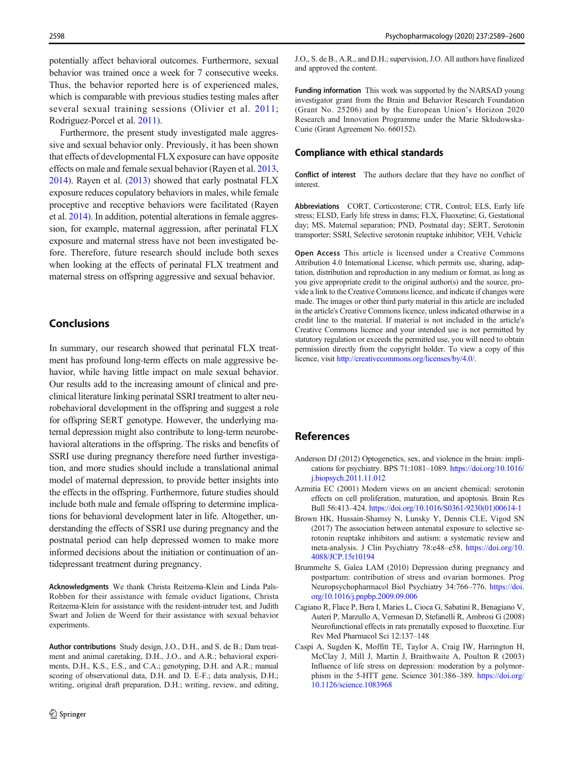potentially affect behavioral outcomes. Furthermore, sexual behavior was trained once a week for 7 consecutive weeks. Thus, the behavior reported here is of experienced males, which is comparable with previous studies testing males after several sexual training sessions (Olivier et al. 2011; Rodriguez-Porcel et al. 2011).

Furthermore, the present study investigated male aggressive and sexual behavior only. Previously, it has been shown that effects of developmental FLX exposure can have opposite effects on male and female sexual behavior (Rayen et al. 2013, 2014). Rayen et al. (2013) showed that early postnatal FLX exposure reduces copulatory behaviors in males, while female proceptive and receptive behaviors were facilitated (Rayen et al. 2014). In addition, potential alterations in female aggression, for example, maternal aggression, after perinatal FLX exposure and maternal stress have not been investigated before. Therefore, future research should include both sexes when looking at the effects of perinatal FLX treatment and maternal stress on offspring aggressive and sexual behavior.

## Conclusions

In summary, our research showed that perinatal FLX treatment has profound long-term effects on male aggressive behavior, while having little impact on male sexual behavior. Our results add to the increasing amount of clinical and preclinical literature linking perinatal SSRI treatment to alter neurobehavioral development in the offspring and suggest a role for offspring SERT genotype. However, the underlying maternal depression might also contribute to long-term neurobehavioral alterations in the offspring. The risks and benefits of SSRI use during pregnancy therefore need further investigation, and more studies should include a translational animal model of maternal depression, to provide better insights into the effects in the offspring. Furthermore, future studies should include both male and female offspring to determine implications for behavioral development later in life. Altogether, understanding the effects of SSRI use during pregnancy and the postnatal period can help depressed women to make more informed decisions about the initiation or continuation of antidepressant treatment during pregnancy.

**Acknowledgments** We thank Christa Reitzema-Klein and Linda Pals-Robben for their assistance with female oviduct ligations, Christa Reitzema-Klein for assistance with the resident-intruder test, and Judith Swart and Jolien de Weerd for their assistance with sexual behavior experiments.

**Author contributions** Study design, J.O., D.H., and S. de B.; Dam treatment and animal caretaking, D.H., J.O., and A.R.; behavioral experiments, D.H., K.S., E.S., and C.A.; genotyping, D.H. and A.R.; manual scoring of observational data, D.H. and D. E-F.; data analysis, D.H.; writing, original draft preparation, D.H.; writing, review, and editing, J.O., S. de B., A.R., and D.H.; supervision, J.O. All authors have finalized and approved the content.

**Funding information** This work was supported by the NARSAD young investigator grant from the Brain and Behavior Research Foundation (Grant No. 25206) and by the European Union's Horizon 2020 Research and Innovation Programme under the Marie Skłodowska-Curie (Grant Agreement No. 660152).

## Compliance with ethical standards

**Conflict of interest** The authors declare that they have no conflict of interest.

**Abbreviations** CORT, Corticosterone; CTR, Control; ELS, Early life stress; ELSD, Early life stress in dams; FLX, Fluoxetine; G, Gestational day; MS, Maternal separation; PND, Postnatal day; SERT, Serotonin transporter; SSRI, Selective serotonin reuptake inhibitor; VEH, Vehicle

**Open Access** This article is licensed under a Creative Commons Attribution 4.0 International License, which permits use, sharing, adaptation, distribution and reproduction in any medium or format, as long as you give appropriate credit to the original author(s) and the source, provide a link to the Creative Commons licence, and indicate if changes were made. The images or other third party material in this article are included in the article's Creative Commons licence, unless indicated otherwise in a credit line to the material. If material is not included in the article's Creative Commons licence and your intended use is not permitted by statutory regulation or exceeds the permitted use, you will need to obtain permission directly from the copyright holder. To view a copy of this licence, visit http://creativecommons.org/licenses/by/4.0/.

## References

Anderson DJ (2012) Optogenetics, sex, and violence in the brain: implications for psychiatry. BPS 71:1081–1089. https://doi.org/10.1016/j.biopsych.2011.11.012

Azmitia EC (2001) Modern views on an ancient chemical: serotonin effects on cell proliferation, maturation, and apoptosis. Brain Res Bull 56:413–424. https://doi.org/10.1016/S0361-9230(01)00614-1

Brown HK, Hussain-Shamsy N, Lunsky Y, Dennis CLE, Vigod SN (2017) The association between antenatal exposure to selective serotonin reuptake inhibitors and autism: a systematic review and meta-analysis. J Clin Psychiatry 78:e48–e58. https://doi.org/10.4088/JCP.15r10194

Brummelte S, Galea LAM (2010) Depression during pregnancy and postpartum: contribution of stress and ovarian hormones. Prog Neuropsychopharmacol Biol Psychiatry 34:766–776. https://doi.org/10.1016/j.pnpbp.2009.09.006

Cagiano R, Flace P, Bera I, Maries L, Cioca G, Sabatini R, Benagiano V, Auteri P, Marzullo A, Vermesan D, Stefanelli R, Ambrosi G (2008) Neurofunctional effects in rats prenatally exposed to fluoxetine. Eur Rev Med Pharmacol Sci 12:137–148

Caspi A, Sugden K, Moffitt TE, Taylor A, Craig IW, Harrington H, McClay J, Mill J, Martin J, Braithwaite A, Poulton R (2003) Influence of life stress on depression: moderation by a polymorphism in the 5-HTT gene. Science 301:386–389. https://doi.org/10.1126/science.1083968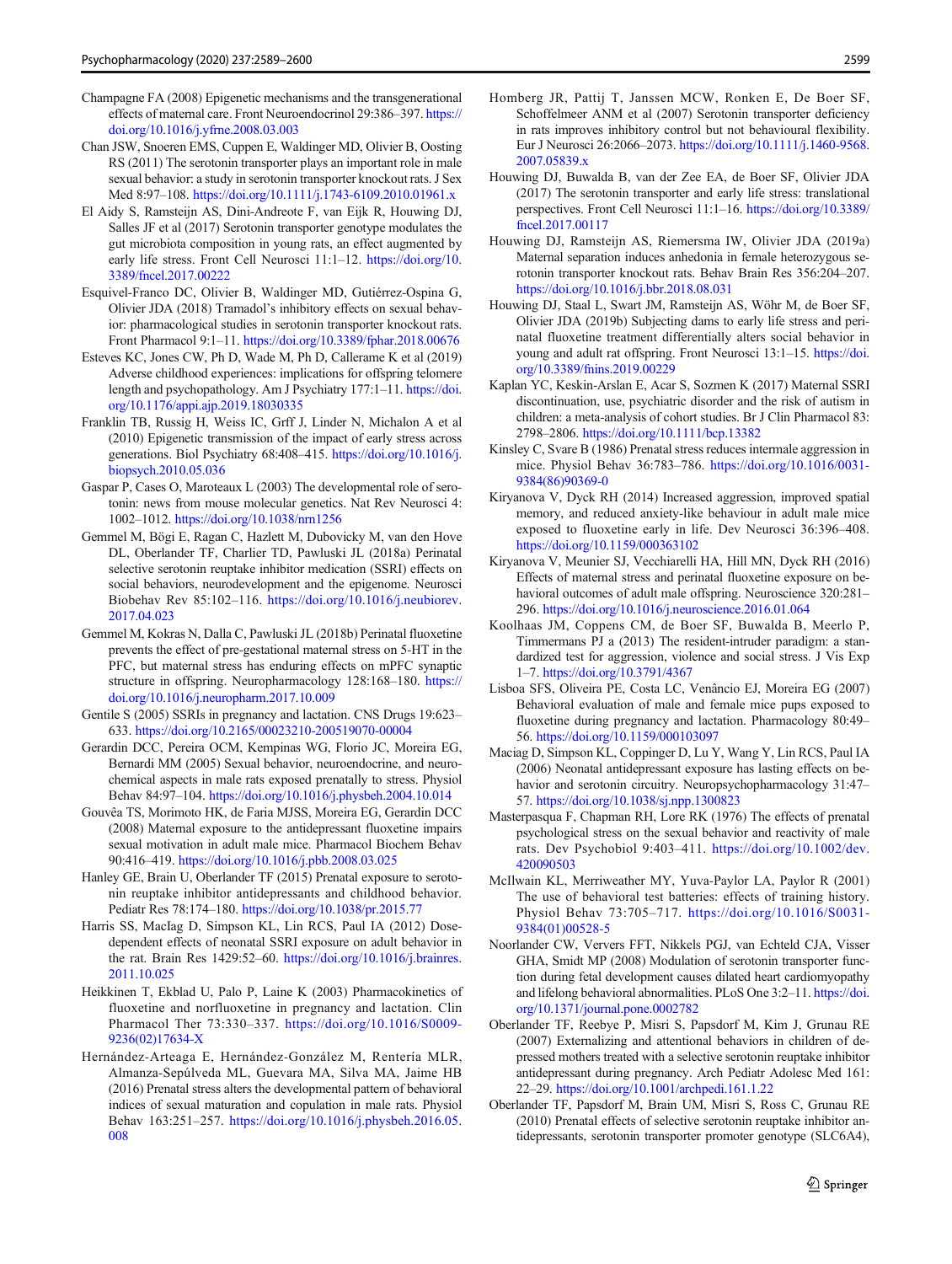Champagne FA (2008) Epigenetic mechanisms and the transgenerational effects of maternal care. Front Neuroendocrinol 29:386–397. https://doi.org/10.1016/j.yfrne.2008.03.003

Chan JSW, Snoeren EMS, Cuppen E, Waldinger MD, Olivier B, Oosting RS (2011) The serotonin transporter plays an important role in male sexual behavior: a study in serotonin transporter knockout rats. J Sex Med 8:97–108. https://doi.org/10.1111/j.1743-6109.2010.01961.x

El Aidy S, Ramsteijn AS, Dini-Andreote F, van Eijk R, Houwing DJ, Salles JF et al (2017) Serotonin transporter genotype modulates the gut microbiota composition in young rats, an effect augmented by early life stress. Front Cell Neurosci 11:1–12. https://doi.org/10.3389/fncel.2017.00222

Esquivel-Franco DC, Olivier B, Waldinger MD, Gutiérrez-Ospina G, Olivier JDA (2018) Tramadol's inhibitory effects on sexual behavior: pharmacological studies in serotonin transporter knockout rats. Front Pharmacol 9:1–11. https://doi.org/10.3389/fphar.2018.00676

Esteves KC, Jones CW, Ph D, Wade M, Ph D, Callerame K et al (2019) Adverse childhood experiences: implications for offspring telomere length and psychopathology. Am J Psychiatry 177:1–11. https://doi.org/10.1176/appi.ajp.2019.18030335

Franklin TB, Russig H, Weiss IC, Grff J, Linder N, Michalon A et al (2010) Epigenetic transmission of the impact of early stress across generations. Biol Psychiatry 68:408–415. https://doi.org/10.1016/j.biopsych.2010.05.036

Gaspar P, Cases O, Maroteaux L (2003) The developmental role of serotonin: news from mouse molecular genetics. Nat Rev Neurosci 4:1002–1012. https://doi.org/10.1038/nrn1256

Gemmel M, Bögi E, Ragan C, Hazlett M, Dubovicky M, van den Hove DL, Oberlander TF, Charlier TD, Pawluski JL (2018a) Perinatal selective serotonin reuptake inhibitor medication (SSRI) effects on social behaviors, neurodevelopment and the epigenome. Neurosci Biobehav Rev 85:102–116. https://doi.org/10.1016/j.neubiorev.2017.04.023

Gemmel M, Kokras N, Dalla C, Pawluski JL (2018b) Perinatal fluoxetine prevents the effect of pre-gestational maternal stress on 5-HT in the PFC, but maternal stress has enduring effects on mPFC synaptic structure in offspring. Neuropharmacology 128:168–180. https://doi.org/10.1016/j.neuropharm.2017.10.009

Gentile S (2005) SSRIs in pregnancy and lactation. CNS Drugs 19:623–633. https://doi.org/10.2165/00023210-200519070-00004

Gerardin DCC, Pereira OCM, Kempinas WG, Florio JC, Moreira EG, Bernardi MM (2005) Sexual behavior, neuroendocrine, and neurochemical aspects in male rats exposed prenatally to stress. Physiol Behav 84:97–104. https://doi.org/10.1016/j.physbeh.2004.10.014

Gouvêa TS, Morimoto HK, de Faria MJSS, Moreira EG, Gerardin DCC (2008) Maternal exposure to the antidepressant fluoxetine impairs sexual motivation in adult male mice. Pharmacol Biochem Behav 90:416–419. https://doi.org/10.1016/j.pbb.2008.03.025

Hanley GE, Brain U, Oberlander TF (2015) Prenatal exposure to serotonin reuptake inhibitor antidepressants and childhood behavior. Pediatr Res 78:174–180. https://doi.org/10.1038/pr.2015.77

Harris SS, MacIag D, Simpson KL, Lin RCS, Paul IA (2012) Dose-dependent effects of neonatal SSRI exposure on adult behavior in the rat. Brain Res 1429:52–60. https://doi.org/10.1016/j.brainres.2011.10.025

Heikkinen T, Ekblad U, Palo P, Laine K (2003) Pharmacokinetics of fluoxetine and norfluoxetine in pregnancy and lactation. Clin Pharmacol Ther 73:330–337. https://doi.org/10.1016/S0009-9236(02)17634-X

Hernández-Arteaga E, Hernández-González M, Rentería MLR, Almanza-Sepúlveda ML, Guevara MA, Silva MA, Jaime HB (2016) Prenatal stress alters the developmental pattern of behavioral indices of sexual maturation and copulation in male rats. Physiol Behav 163:251–257. https://doi.org/10.1016/j.physbeh.2016.05.008

Homberg JR, Pattij T, Janssen MCW, Ronken E, De Boer SF, Schoffelmeer ANM et al (2007) Serotonin transporter deficiency in rats improves inhibitory control but not behavioural flexibility. Eur J Neurosci 26:2066–2073. https://doi.org/10.1111/j.1460-9568.2007.05839.x

Houwing DJ, Buwalda B, van der Zee EA, de Boer SF, Olivier JDA (2017) The serotonin transporter and early life stress: translational perspectives. Front Cell Neurosci 11:1–16. https://doi.org/10.3389/fncel.2017.00117

Houwing DJ, Ramsteijn AS, Riemersma IW, Olivier JDA (2019a) Maternal separation induces anhedonia in female heterozygous serotonin transporter knockout rats. Behav Brain Res 356:204–207. https://doi.org/10.1016/j.bbr.2018.08.031

Houwing DJ, Staal L, Swart JM, Ramsteijn AS, Wöhr M, de Boer SF, Olivier JDA (2019b) Subjecting dams to early life stress and perinatal fluoxetine treatment differentially alters social behavior in young and adult rat offspring. Front Neurosci 13:1–15. https://doi.org/10.3389/fnins.2019.00229

Kaplan YC, Keskin-Arslan E, Acar S, Sozmen K (2017) Maternal SSRI discontinuation, use, psychiatric disorder and the risk of autism in children: a meta-analysis of cohort studies. Br J Clin Pharmacol 83:2798–2806. https://doi.org/10.1111/bcp.13382

Kinsley C, Svare B (1986) Prenatal stress reduces intermale aggression in mice. Physiol Behav 36:783–786. https://doi.org/10.1016/0031-9384(86)90369-0

Kiryanova V, Dyck RH (2014) Increased aggression, improved spatial memory, and reduced anxiety-like behaviour in adult male mice exposed to fluoxetine early in life. Dev Neurosci 36:396–408. https://doi.org/10.1159/000363102

Kiryanova V, Meunier SJ, Vecchiarelli HA, Hill MN, Dyck RH (2016) Effects of maternal stress and perinatal fluoxetine exposure on behavioral outcomes of adult male offspring. Neuroscience 320:281–296. https://doi.org/10.1016/j.neuroscience.2016.01.064

Koolhaas JM, Coppens CM, de Boer SF, Buwalda B, Meerlo P, Timmermans PJ a (2013) The resident-intruder paradigm: a standardized test for aggression, violence and social stress. J Vis Exp 1–7. https://doi.org/10.3791/4367

Lisboa SFS, Oliveira PE, Costa LC, Venâncio EJ, Moreira EG (2007) Behavioral evaluation of male and female mice pups exposed to fluoxetine during pregnancy and lactation. Pharmacology 80:49–56. https://doi.org/10.1159/000103097

Maciag D, Simpson KL, Coppinger D, Lu Y, Wang Y, Lin RCS, Paul IA (2006) Neonatal antidepressant exposure has lasting effects on behavior and serotonin circuitry. Neuropsychopharmacology 31:47–57. https://doi.org/10.1038/sj.npp.1300823

Masterpasqua F, Chapman RH, Lore RK (1976) The effects of prenatal psychological stress on the sexual behavior and reactivity of male rats. Dev Psychobiol 9:403–411. https://doi.org/10.1002/dev.420090503

McIlwain KL, Merriweather MY, Yuva-Paylor LA, Paylor R (2001) The use of behavioral test batteries: effects of training history. Physiol Behav 73:705–717. https://doi.org/10.1016/S0031-9384(01)00528-5

Noorlander CW, Ververs FFT, Nikkels PGJ, van Echteld CJA, Visser GHA, Smidt MP (2008) Modulation of serotonin transporter function during fetal development causes dilated heart cardiomyopathy and lifelong behavioral abnormalities. PLoS One 3:2–11. https://doi.org/10.1371/journal.pone.0002782

Oberlander TF, Reebye P, Misri S, Papsdorf M, Kim J, Grunau RE (2007) Externalizing and attentional behaviors in children of depressed mothers treated with a selective serotonin reuptake inhibitor antidepressant during pregnancy. Arch Pediatr Adolesc Med 161:22–29. https://doi.org/10.1001/archpedi.161.1.22

Oberlander TF, Papsdorf M, Brain UM, Misri S, Ross C, Grunau RE (2010) Prenatal effects of selective serotonin reuptake inhibitor antidepressants, serotonin transporter promoter genotype (SLC6A4),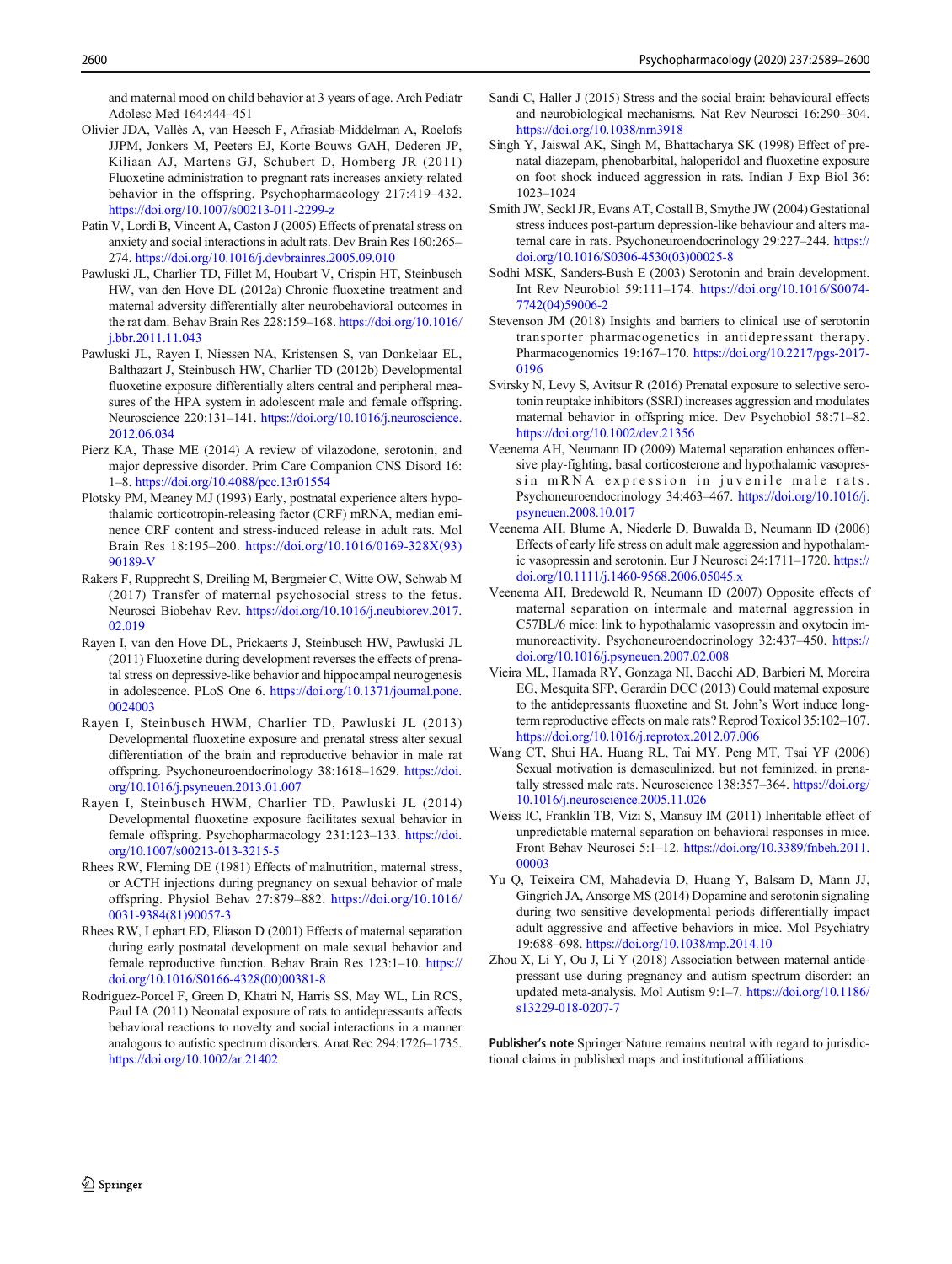and maternal mood on child behavior at 3 years of age. Arch Pediatr Adolesc Med 164:444–451

Olivier JDA, Vallès A, van Heesch F, Afrasiab-Middelman A, Roelofs JJPM, Jonkers M, Peeters EJ, Korte-Bouws GAH, Dederen JP, Kiliaan AJ, Martens GJ, Schubert D, Homberg JR (2011) Fluoxetine administration to pregnant rats increases anxiety-related behavior in the offspring. Psychopharmacology 217:419–432. https://doi.org/10.1007/s00213-011-2299-z

Patin V, Lordi B, Vincent A, Caston J (2005) Effects of prenatal stress on anxiety and social interactions in adult rats. Dev Brain Res 160:265–274. https://doi.org/10.1016/j.devbrainres.2005.09.010

Pawluski JL, Charlier TD, Fillet M, Houbart V, Crispin HT, Steinbusch HW, van den Hove DL (2012a) Chronic fluoxetine treatment and maternal adversity differentially alter neurobehavioral outcomes in the rat dam. Behav Brain Res 228:159–168. https://doi.org/10.1016/j.bbr.2011.11.043

Pawluski JL, Rayen I, Niessen NA, Kristensen S, van Donkelaar EL, Balthazart J, Steinbusch HW, Charlier TD (2012b) Developmental fluoxetine exposure differentially alters central and peripheral measures of the HPA system in adolescent male and female offspring. Neuroscience 220:131–141. https://doi.org/10.1016/j.neuroscience.2012.06.034

Pierz KA, Thase ME (2014) A review of vilazodone, serotonin, and major depressive disorder. Prim Care Companion CNS Disord 16: 1–8. https://doi.org/10.4088/pcc.13r01554

Plotsky PM, Meaney MJ (1993) Early, postnatal experience alters hypothalamic corticotropin-releasing factor (CRF) mRNA, median eminence CRF content and stress-induced release in adult rats. Mol Brain Res 18:195–200. https://doi.org/10.1016/0169-328X(93)90189-V

Rakers F, Rupprecht S, Dreiling M, Bergmeier C, Witte OW, Schwab M (2017) Transfer of maternal psychosocial stress to the fetus. Neurosci Biobehav Rev. https://doi.org/10.1016/j.neubiorev.2017.02.019

Rayen I, van den Hove DL, Prickaerts J, Steinbusch HW, Pawluski JL (2011) Fluoxetine during development reverses the effects of prenatal stress on depressive-like behavior and hippocampal neurogenesis in adolescence. PLoS One 6. https://doi.org/10.1371/journal.pone.0024003

Rayen I, Steinbusch HWM, Charlier TD, Pawluski JL (2013) Developmental fluoxetine exposure and prenatal stress alter sexual differentiation of the brain and reproductive behavior in male rat offspring. Psychoneuroendocrinology 38:1618–1629. https://doi.org/10.1016/j.psyneuen.2013.01.007

Rayen I, Steinbusch HWM, Charlier TD, Pawluski JL (2014) Developmental fluoxetine exposure facilitates sexual behavior in female offspring. Psychopharmacology 231:123–133. https://doi.org/10.1007/s00213-013-3215-5

Rhees RW, Fleming DE (1981) Effects of malnutrition, maternal stress, or ACTH injections during pregnancy on sexual behavior of male offspring. Physiol Behav 27:879–882. https://doi.org/10.1016/0031-9384(81)90057-3

Rhees RW, Lephart ED, Eliason D (2001) Effects of maternal separation during early postnatal development on male sexual behavior and female reproductive function. Behav Brain Res 123:1–10. https://doi.org/10.1016/S0166-4328(00)00381-8

Rodriguez-Porcel F, Green D, Khatri N, Harris SS, May WL, Lin RCS, Paul IA (2011) Neonatal exposure of rats to antidepressants affects behavioral reactions to novelty and social interactions in a manner analogous to autistic spectrum disorders. Anat Rec 294:1726–1735. https://doi.org/10.1002/ar.21402

Sandi C, Haller J (2015) Stress and the social brain: behavioural effects and neurobiological mechanisms. Nat Rev Neurosci 16:290–304. https://doi.org/10.1038/nrn3918

Singh Y, Jaiswal AK, Singh M, Bhattacharya SK (1998) Effect of prenatal diazepam, phenobarbital, haloperidol and fluoxetine exposure on foot shock induced aggression in rats. Indian J Exp Biol 36: 1023–1024

Smith JW, Seckl JR, Evans AT, Costall B, Smythe JW (2004) Gestational stress induces post-partum depression-like behaviour and alters maternal care in rats. Psychoneuroendocrinology 29:227–244. https://doi.org/10.1016/S0306-4530(03)00025-8

Sodhi MSK, Sanders-Bush E (2003) Serotonin and brain development. Int Rev Neurobiol 59:111–174. https://doi.org/10.1016/S0074-7742(04)59006-2

Stevenson JM (2018) Insights and barriers to clinical use of serotonin transporter pharmacogenetics in antidepressant therapy. Pharmacogenomics 19:167–170. https://doi.org/10.2217/pgs-2017-0196

Svirsky N, Levy S, Avitsur R (2016) Prenatal exposure to selective serotonin reuptake inhibitors (SSRI) increases aggression and modulates maternal behavior in offspring mice. Dev Psychobiol 58:71–82. https://doi.org/10.1002/dev.21356

Veenema AH, Neumann ID (2009) Maternal separation enhances offensive play-fighting, basal corticosterone and hypothalamic vasopressin mRNA expression in juvenile male rats. Psychoneuroendocrinology 34:463–467. https://doi.org/10.1016/j.psyneuen.2008.10.017

Veenema AH, Blume A, Niederle D, Buwalda B, Neumann ID (2006) Effects of early life stress on adult male aggression and hypothalamic vasopressin and serotonin. Eur J Neurosci 24:1711–1720. https://doi.org/10.1111/j.1460-9568.2006.05045.x

Veenema AH, Bredewold R, Neumann ID (2007) Opposite effects of maternal separation on intermale and maternal aggression in C57BL/6 mice: link to hypothalamic vasopressin and oxytocin immunoreactivity. Psychoneuroendocrinology 32:437–450. https://doi.org/10.1016/j.psyneuen.2007.02.008

Vieira ML, Hamada RY, Gonzaga NI, Bacchi AD, Barbieri M, Moreira EG, Mesquita SFP, Gerardin DCC (2013) Could maternal exposure to the antidepressants fluoxetine and St. John's Wort induce long-term reproductive effects on male rats? Reprod Toxicol 35:102–107. https://doi.org/10.1016/j.reprotox.2012.07.006

Wang CT, Shui HA, Huang RL, Tai MY, Peng MT, Tsai YF (2006) Sexual motivation is demasculinized, but not feminized, in prenatally stressed male rats. Neuroscience 138:357–364. https://doi.org/10.1016/j.neuroscience.2005.11.026

Weiss IC, Franklin TB, Vizi S, Mansuy IM (2011) Inheritable effect of unpredictable maternal separation on behavioral responses in mice. Front Behav Neurosci 5:1–12. https://doi.org/10.3389/fnbeh.2011.00003

Yu Q, Teixeira CM, Mahadevia D, Huang Y, Balsam D, Mann JJ, Gingrich JA, Ansorge MS (2014) Dopamine and serotonin signaling during two sensitive developmental periods differentially impact adult aggressive and affective behaviors in mice. Mol Psychiatry 19:688–698. https://doi.org/10.1038/mp.2014.10

Zhou X, Li Y, Ou J, Li Y (2018) Association between maternal antidepressant use during pregnancy and autism spectrum disorder: an updated meta-analysis. Mol Autism 9:1–7. https://doi.org/10.1186/s13229-018-0207-7

**Publisher's note** Springer Nature remains neutral with regard to jurisdictional claims in published maps and institutional affiliations.